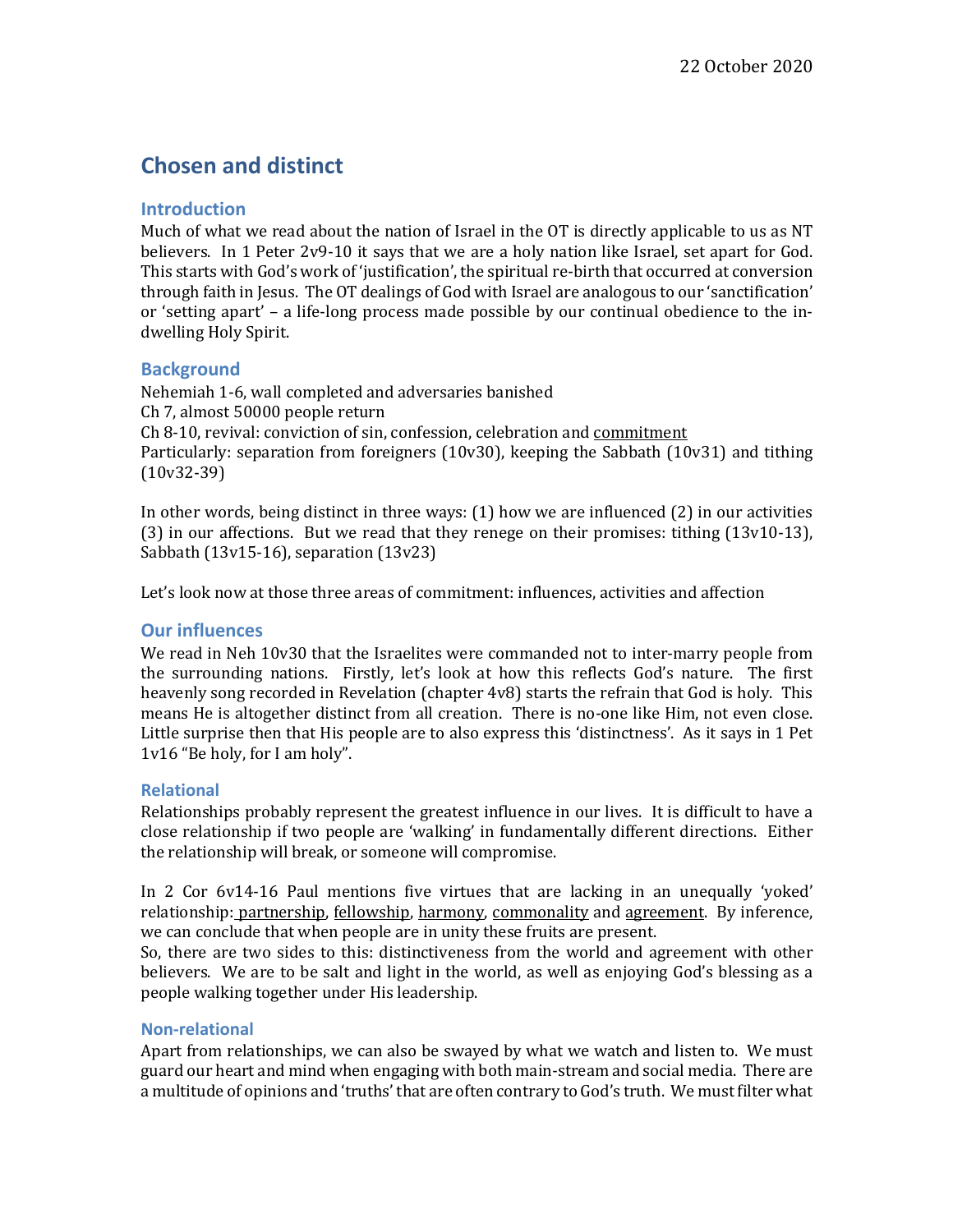22 October 2020

# Chosen and distinct

## Introduction

Much of what we read about the nation of Israel in the OT is directly applicable to us as NT believers. In 1 Peter 2v9-10 it says that we are a holy nation like Israel, set apart for God. This starts with God's work of 'justification', the spiritual re-birth that occurred at conversion through faith in Jesus. The OT dealings of God with Israel are analogous to our 'sanctification' or 'setting apart' – a life-long process made possible by our continual obedience to the in-dwelling Holy Spirit.

## Background

Nehemiah 1-6, wall completed and adversaries banished
Ch 7, almost 50000 people return
Ch 8-10, revival: conviction of sin, confession, celebration and <u>commitment</u>
Particularly: separation from foreigners (10v30), keeping the Sabbath (10v31) and tithing (10v32-39)

In other words, being distinct in three ways: (1) how we are influenced (2) in our activities (3) in our affections. But we read that they renege on their promises: tithing (13v10-13), Sabbath (13v15-16), separation (13v23)

Let's look now at those three areas of commitment: influences, activities and affection

## Our influences

We read in Neh 10v30 that the Israelites were commanded not to inter-marry people from the surrounding nations. Firstly, let's look at how this reflects God's nature. The first heavenly song recorded in Revelation (chapter 4v8) starts the refrain that God is holy. This means He is altogether distinct from all creation. There is no-one like Him, not even close. Little surprise then that His people are to also express this 'distinctness'. As it says in 1 Pet 1v16 "Be holy, for I am holy".

### Relational

Relationships probably represent the greatest influence in our lives. It is difficult to have a close relationship if two people are 'walking' in fundamentally different directions. Either the relationship will break, or someone will compromise.

In 2 Cor 6v14-16 Paul mentions five virtues that are lacking in an unequally 'yoked' relationship: <u>partnership</u>, <u>fellowship</u>, <u>harmony</u>, <u>commonality</u> and <u>agreement</u>. By inference, we can conclude that when people are in unity these fruits are present.
So, there are two sides to this: distinctiveness from the world and agreement with other believers. We are to be salt and light in the world, as well as enjoying God's blessing as a people walking together under His leadership.

### Non-relational

Apart from relationships, we can also be swayed by what we watch and listen to. We must guard our heart and mind when engaging with both main-stream and social media. There are a multitude of opinions and 'truths' that are often contrary to God's truth. We must filter what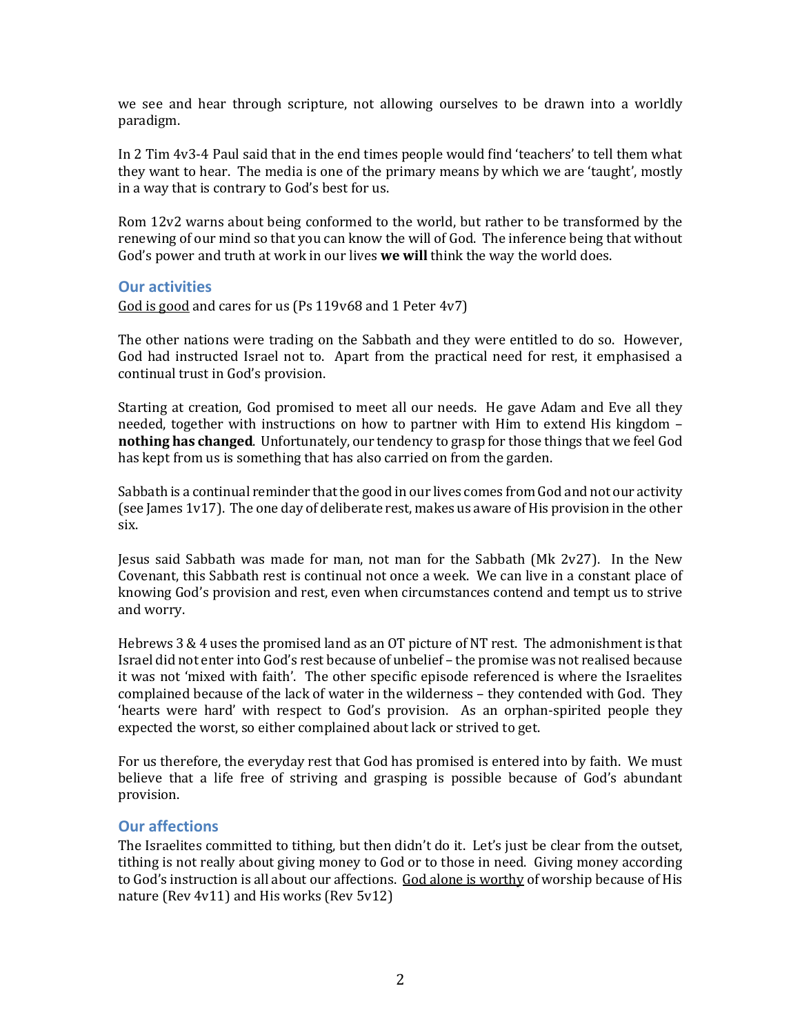we see and hear through scripture, not allowing ourselves to be drawn into a worldly paradigm.

In 2 Tim 4v3-4 Paul said that in the end times people would find 'teachers' to tell them what they want to hear. The media is one of the primary means by which we are 'taught', mostly in a way that is contrary to God's best for us.

Rom 12v2 warns about being conformed to the world, but rather to be transformed by the renewing of our mind so that you can know the will of God. The inference being that without God's power and truth at work in our lives **we will** think the way the world does.

## Our activities

<u>God is good</u> and cares for us (Ps 119v68 and 1 Peter 4v7)

The other nations were trading on the Sabbath and they were entitled to do so. However, God had instructed Israel not to. Apart from the practical need for rest, it emphasised a continual trust in God's provision.

Starting at creation, God promised to meet all our needs. He gave Adam and Eve all they needed, together with instructions on how to partner with Him to extend His kingdom – **nothing has changed**. Unfortunately, our tendency to grasp for those things that we feel God has kept from us is something that has also carried on from the garden.

Sabbath is a continual reminder that the good in our lives comes from God and not our activity (see James 1v17). The one day of deliberate rest, makes us aware of His provision in the other six.

Jesus said Sabbath was made for man, not man for the Sabbath (Mk 2v27). In the New Covenant, this Sabbath rest is continual not once a week. We can live in a constant place of knowing God's provision and rest, even when circumstances contend and tempt us to strive and worry.

Hebrews 3 & 4 uses the promised land as an OT picture of NT rest. The admonishment is that Israel did not enter into God's rest because of unbelief – the promise was not realised because it was not 'mixed with faith'. The other specific episode referenced is where the Israelites complained because of the lack of water in the wilderness – they contended with God. They 'hearts were hard' with respect to God's provision. As an orphan-spirited people they expected the worst, so either complained about lack or strived to get.

For us therefore, the everyday rest that God has promised is entered into by faith. We must believe that a life free of striving and grasping is possible because of God's abundant provision.

## Our affections

The Israelites committed to tithing, but then didn't do it. Let's just be clear from the outset, tithing is not really about giving money to God or to those in need. Giving money according to God's instruction is all about our affections. <u>God alone is worthy</u> of worship because of His nature (Rev 4v11) and His works (Rev 5v12)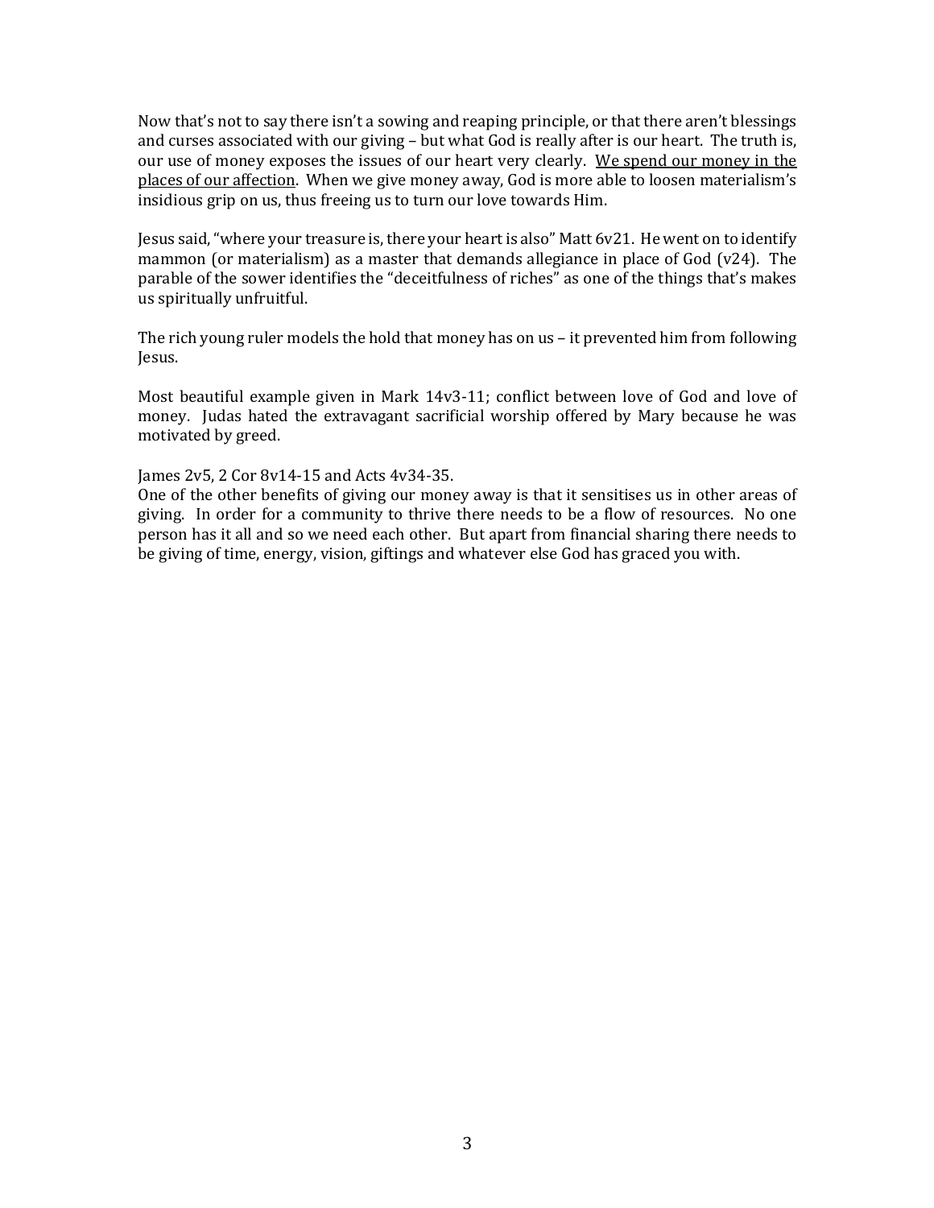Now that's not to say there isn't a sowing and reaping principle, or that there aren't blessings and curses associated with our giving – but what God is really after is our heart. The truth is, our use of money exposes the issues of our heart very clearly. <u>We spend our money in the places of our affection</u>. When we give money away, God is more able to loosen materialism's insidious grip on us, thus freeing us to turn our love towards Him.

Jesus said, "where your treasure is, there your heart is also" Matt 6v21. He went on to identify mammon (or materialism) as a master that demands allegiance in place of God (v24). The parable of the sower identifies the "deceitfulness of riches" as one of the things that's makes us spiritually unfruitful.

The rich young ruler models the hold that money has on us – it prevented him from following Jesus.

Most beautiful example given in Mark 14v3-11; conflict between love of God and love of money. Judas hated the extravagant sacrificial worship offered by Mary because he was motivated by greed.

James 2v5, 2 Cor 8v14-15 and Acts 4v34-35.
One of the other benefits of giving our money away is that it sensitises us in other areas of giving. In order for a community to thrive there needs to be a flow of resources. No one person has it all and so we need each other. But apart from financial sharing there needs to be giving of time, energy, vision, giftings and whatever else God has graced you with.